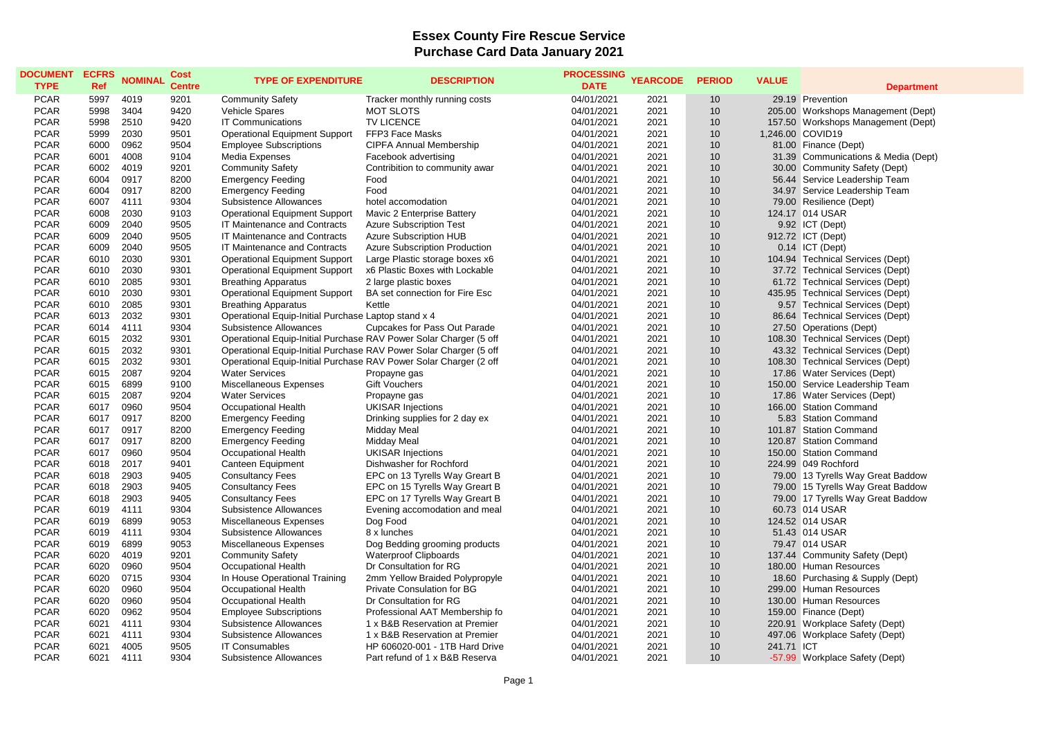# Essex County Fire Rescue Service
## Purchase Card Data January 2021

| DOCUMENT TYPE | ECFRS Ref | NOMINAL | Cost Centre | TYPE OF EXPENDITURE | DESCRIPTION | PROCESSING DATE | YEARCODE | PERIOD | VALUE | Department |
|---|---|---|---|---|---|---|---|---|---|---|
| PCAR | 5997 | 4019 | 9201 | Community Safety | Tracker monthly running costs | 04/01/2021 | 2021 | 10 | 29.19 | Prevention |
| PCAR | 5998 | 3404 | 9420 | Vehicle Spares | MOT SLOTS | 04/01/2021 | 2021 | 10 | 205.00 | Workshops Management (Dept) |
| PCAR | 5998 | 2510 | 9420 | IT Communications | TV LICENCE | 04/01/2021 | 2021 | 10 | 157.50 | Workshops Management (Dept) |
| PCAR | 5999 | 2030 | 9501 | Operational Equipment Support | FFP3 Face Masks | 04/01/2021 | 2021 | 10 | 1,246.00 | COVID19 |
| PCAR | 6000 | 0962 | 9504 | Employee Subscriptions | CIPFA Annual Membership | 04/01/2021 | 2021 | 10 | 81.00 | Finance (Dept) |
| PCAR | 6001 | 4008 | 9104 | Media Expenses | Facebook advertising | 04/01/2021 | 2021 | 10 | 31.39 | Communications & Media (Dept) |
| PCAR | 6002 | 4019 | 9201 | Community Safety | Contribition to community awar | 04/01/2021 | 2021 | 10 | 30.00 | Community Safety (Dept) |
| PCAR | 6004 | 0917 | 8200 | Emergency Feeding | Food | 04/01/2021 | 2021 | 10 | 56.44 | Service Leadership Team |
| PCAR | 6004 | 0917 | 8200 | Emergency Feeding | Food | 04/01/2021 | 2021 | 10 | 34.97 | Service Leadership Team |
| PCAR | 6007 | 4111 | 9304 | Subsistence Allowances | hotel accomodation | 04/01/2021 | 2021 | 10 | 79.00 | Resilience (Dept) |
| PCAR | 6008 | 2030 | 9103 | Operational Equipment Support | Mavic 2 Enterprise Battery | 04/01/2021 | 2021 | 10 | 124.17 | 014 USAR |
| PCAR | 6009 | 2040 | 9505 | IT Maintenance and Contracts | Azure Subscription Test | 04/01/2021 | 2021 | 10 | 9.92 | ICT (Dept) |
| PCAR | 6009 | 2040 | 9505 | IT Maintenance and Contracts | Azure Subscription HUB | 04/01/2021 | 2021 | 10 | 912.72 | ICT (Dept) |
| PCAR | 6009 | 2040 | 9505 | IT Maintenance and Contracts | Azure Subscription Production | 04/01/2021 | 2021 | 10 | 0.14 | ICT (Dept) |
| PCAR | 6010 | 2030 | 9301 | Operational Equipment Support | Large Plastic storage boxes x6 | 04/01/2021 | 2021 | 10 | 104.94 | Technical Services (Dept) |
| PCAR | 6010 | 2030 | 9301 | Operational Equipment Support | x6 Plastic Boxes with Lockable | 04/01/2021 | 2021 | 10 | 37.72 | Technical Services (Dept) |
| PCAR | 6010 | 2085 | 9301 | Breathing Apparatus | 2 large plastic boxes | 04/01/2021 | 2021 | 10 | 61.72 | Technical Services (Dept) |
| PCAR | 6010 | 2030 | 9301 | Operational Equipment Support | BA set connection for Fire Esc | 04/01/2021 | 2021 | 10 | 435.95 | Technical Services (Dept) |
| PCAR | 6010 | 2085 | 9301 | Breathing Apparatus | Kettle | 04/01/2021 | 2021 | 10 | 9.57 | Technical Services (Dept) |
| PCAR | 6013 | 2032 | 9301 | Operational Equip-Initial Purchase | Laptop stand x 4 | 04/01/2021 | 2021 | 10 | 86.64 | Technical Services (Dept) |
| PCAR | 6014 | 4111 | 9304 | Subsistence Allowances | Cupcakes for Pass Out Parade | 04/01/2021 | 2021 | 10 | 27.50 | Operations (Dept) |
| PCAR | 6015 | 2032 | 9301 | Operational Equip-Initial Purchase | RAV Power Solar Charger (5 off | 04/01/2021 | 2021 | 10 | 108.30 | Technical Services (Dept) |
| PCAR | 6015 | 2032 | 9301 | Operational Equip-Initial Purchase | RAV Power Solar Charger (5 off | 04/01/2021 | 2021 | 10 | 43.32 | Technical Services (Dept) |
| PCAR | 6015 | 2032 | 9301 | Operational Equip-Initial Purchase | RAV Power Solar Charger (2 off | 04/01/2021 | 2021 | 10 | 108.30 | Technical Services (Dept) |
| PCAR | 6015 | 2087 | 9204 | Water Services | Propayne gas | 04/01/2021 | 2021 | 10 | 17.86 | Water Services (Dept) |
| PCAR | 6015 | 6899 | 9100 | Miscellaneous Expenses | Gift Vouchers | 04/01/2021 | 2021 | 10 | 150.00 | Service Leadership Team |
| PCAR | 6015 | 2087 | 9204 | Water Services | Propayne gas | 04/01/2021 | 2021 | 10 | 17.86 | Water Services (Dept) |
| PCAR | 6017 | 0960 | 9504 | Occupational Health | UKISAR Injections | 04/01/2021 | 2021 | 10 | 166.00 | Station Command |
| PCAR | 6017 | 0917 | 8200 | Emergency Feeding | Drinking supplies for 2 day ex | 04/01/2021 | 2021 | 10 | 5.83 | Station Command |
| PCAR | 6017 | 0917 | 8200 | Emergency Feeding | Midday Meal | 04/01/2021 | 2021 | 10 | 101.87 | Station Command |
| PCAR | 6017 | 0917 | 8200 | Emergency Feeding | Midday Meal | 04/01/2021 | 2021 | 10 | 120.87 | Station Command |
| PCAR | 6017 | 0960 | 9504 | Occupational Health | UKISAR Injections | 04/01/2021 | 2021 | 10 | 150.00 | Station Command |
| PCAR | 6018 | 2017 | 9401 | Canteen Equipment | Dishwasher for Rochford | 04/01/2021 | 2021 | 10 | 224.99 | 049 Rochford |
| PCAR | 6018 | 2903 | 9405 | Consultancy Fees | EPC on 13 Tyrells Way Greart B | 04/01/2021 | 2021 | 10 | 79.00 | 13 Tyrells Way Great Baddow |
| PCAR | 6018 | 2903 | 9405 | Consultancy Fees | EPC on 15 Tyrells Way Greart B | 04/01/2021 | 2021 | 10 | 79.00 | 15 Tyrells Way Great Baddow |
| PCAR | 6018 | 2903 | 9405 | Consultancy Fees | EPC on 17 Tyrells Way Greart B | 04/01/2021 | 2021 | 10 | 79.00 | 17 Tyrells Way Great Baddow |
| PCAR | 6019 | 4111 | 9304 | Subsistence Allowances | Evening accomodation and meal | 04/01/2021 | 2021 | 10 | 60.73 | 014 USAR |
| PCAR | 6019 | 6899 | 9053 | Miscellaneous Expenses | Dog Food | 04/01/2021 | 2021 | 10 | 124.52 | 014 USAR |
| PCAR | 6019 | 4111 | 9304 | Subsistence Allowances | 8 x lunches | 04/01/2021 | 2021 | 10 | 51.43 | 014 USAR |
| PCAR | 6019 | 6899 | 9053 | Miscellaneous Expenses | Dog Bedding grooming products | 04/01/2021 | 2021 | 10 | 79.47 | 014 USAR |
| PCAR | 6020 | 4019 | 9201 | Community Safety | Waterproof Clipboards | 04/01/2021 | 2021 | 10 | 137.44 | Community Safety (Dept) |
| PCAR | 6020 | 0960 | 9504 | Occupational Health | Dr Consultation for RG | 04/01/2021 | 2021 | 10 | 180.00 | Human Resources |
| PCAR | 6020 | 0715 | 9304 | In House Operational Training | 2mm Yellow Braided Polypropyle | 04/01/2021 | 2021 | 10 | 18.60 | Purchasing & Supply (Dept) |
| PCAR | 6020 | 0960 | 9504 | Occupational Health | Private Consulation for BG | 04/01/2021 | 2021 | 10 | 299.00 | Human Resources |
| PCAR | 6020 | 0960 | 9504 | Occupational Health | Dr Consultation for RG | 04/01/2021 | 2021 | 10 | 130.00 | Human Resources |
| PCAR | 6020 | 0962 | 9504 | Employee Subscriptions | Professional AAT Membership fo | 04/01/2021 | 2021 | 10 | 159.00 | Finance (Dept) |
| PCAR | 6021 | 4111 | 9304 | Subsistence Allowances | 1 x B&B Reservation at Premier | 04/01/2021 | 2021 | 10 | 220.91 | Workplace Safety (Dept) |
| PCAR | 6021 | 4111 | 9304 | Subsistence Allowances | 1 x B&B Reservation at Premier | 04/01/2021 | 2021 | 10 | 497.06 | Workplace Safety (Dept) |
| PCAR | 6021 | 4005 | 9505 | IT Consumables | HP 606020-001 - 1TB Hard Drive | 04/01/2021 | 2021 | 10 | 241.71 | ICT |
| PCAR | 6021 | 4111 | 9304 | Subsistence Allowances | Part refund of 1 x B&B Reserva | 04/01/2021 | 2021 | 10 | -57.99 | Workplace Safety (Dept) |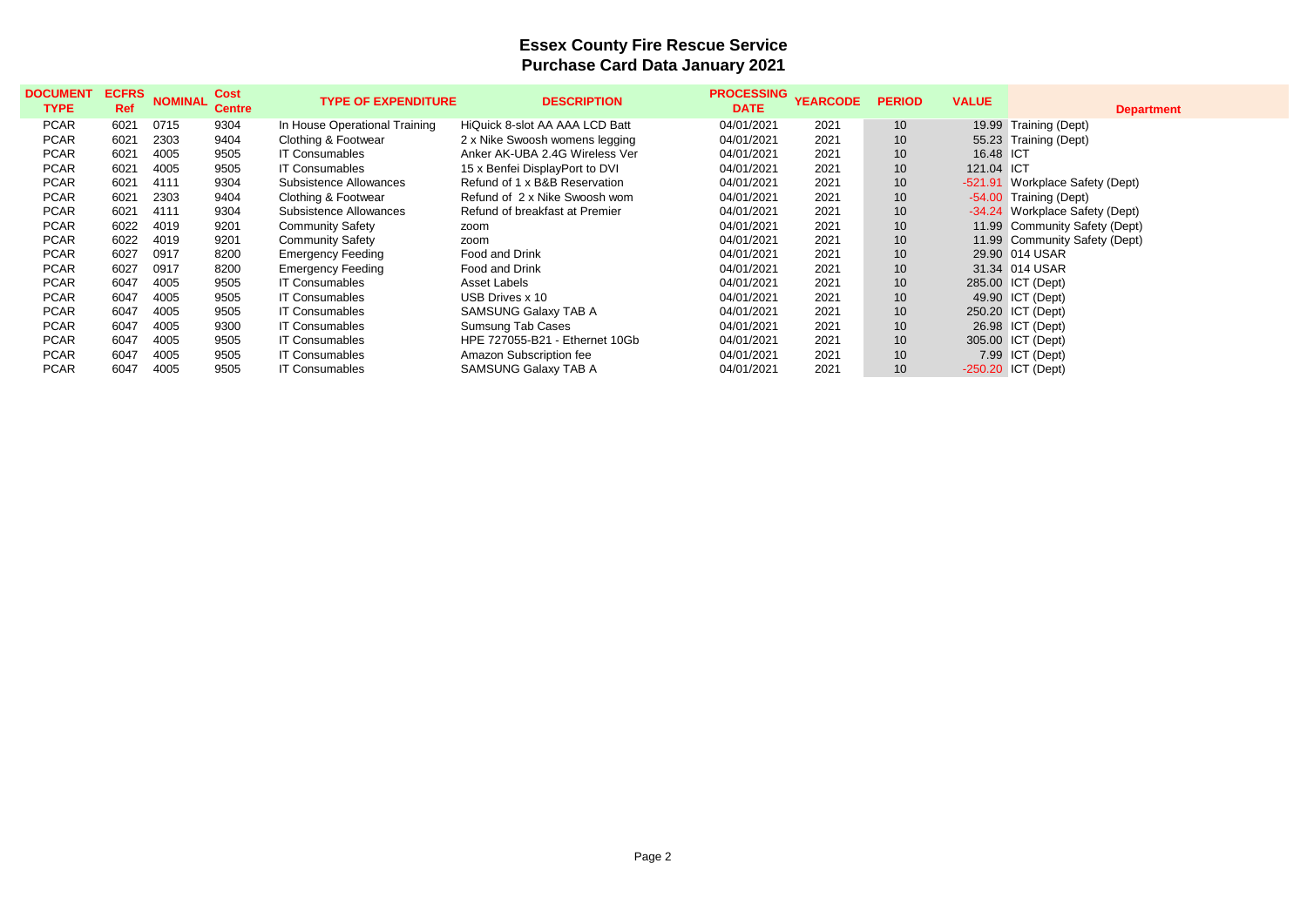# Essex County Fire Rescue Service
## Purchase Card Data January 2021

| DOCUMENT TYPE | ECFRS Ref | NOMINAL | Cost Centre | TYPE OF EXPENDITURE | DESCRIPTION | PROCESSING DATE | YEARCODE | PERIOD | VALUE | Department |
|---|---|---|---|---|---|---|---|---|---|---|
| PCAR | 6021 | 0715 | 9304 | In House Operational Training | HiQuick 8-slot AA AAA LCD Batt | 04/01/2021 | 2021 | 10 | 19.99 | Training (Dept) |
| PCAR | 6021 | 2303 | 9404 | Clothing & Footwear | 2 x Nike Swoosh womens legging | 04/01/2021 | 2021 | 10 | 55.23 | Training (Dept) |
| PCAR | 6021 | 4005 | 9505 | IT Consumables | Anker AK-UBA 2.4G Wireless Ver | 04/01/2021 | 2021 | 10 | 16.48 | ICT |
| PCAR | 6021 | 4005 | 9505 | IT Consumables | 15 x Benfei DisplayPort to DVI | 04/01/2021 | 2021 | 10 | 121.04 | ICT |
| PCAR | 6021 | 4111 | 9304 | Subsistence Allowances | Refund of 1 x B&B Reservation | 04/01/2021 | 2021 | 10 | -521.91 | Workplace Safety (Dept) |
| PCAR | 6021 | 2303 | 9404 | Clothing & Footwear | Refund of 2 x Nike Swoosh wom | 04/01/2021 | 2021 | 10 | -54.00 | Training (Dept) |
| PCAR | 6021 | 4111 | 9304 | Subsistence Allowances | Refund of breakfast at Premier | 04/01/2021 | 2021 | 10 | -34.24 | Workplace Safety (Dept) |
| PCAR | 6022 | 4019 | 9201 | Community Safety | zoom | 04/01/2021 | 2021 | 10 | 11.99 | Community Safety (Dept) |
| PCAR | 6022 | 4019 | 9201 | Community Safety | zoom | 04/01/2021 | 2021 | 10 | 11.99 | Community Safety (Dept) |
| PCAR | 6027 | 0917 | 8200 | Emergency Feeding | Food and Drink | 04/01/2021 | 2021 | 10 | 29.90 | 014 USAR |
| PCAR | 6027 | 0917 | 8200 | Emergency Feeding | Food and Drink | 04/01/2021 | 2021 | 10 | 31.34 | 014 USAR |
| PCAR | 6047 | 4005 | 9505 | IT Consumables | Asset Labels | 04/01/2021 | 2021 | 10 | 285.00 | ICT (Dept) |
| PCAR | 6047 | 4005 | 9505 | IT Consumables | USB Drives x 10 | 04/01/2021 | 2021 | 10 | 49.90 | ICT (Dept) |
| PCAR | 6047 | 4005 | 9505 | IT Consumables | SAMSUNG Galaxy TAB A | 04/01/2021 | 2021 | 10 | 250.20 | ICT (Dept) |
| PCAR | 6047 | 4005 | 9300 | IT Consumables | Sumsung Tab Cases | 04/01/2021 | 2021 | 10 | 26.98 | ICT (Dept) |
| PCAR | 6047 | 4005 | 9505 | IT Consumables | HPE 727055-B21 - Ethernet 10Gb | 04/01/2021 | 2021 | 10 | 305.00 | ICT (Dept) |
| PCAR | 6047 | 4005 | 9505 | IT Consumables | Amazon Subscription fee | 04/01/2021 | 2021 | 10 | 7.99 | ICT (Dept) |
| PCAR | 6047 | 4005 | 9505 | IT Consumables | SAMSUNG Galaxy TAB A | 04/01/2021 | 2021 | 10 | -250.20 | ICT (Dept) |